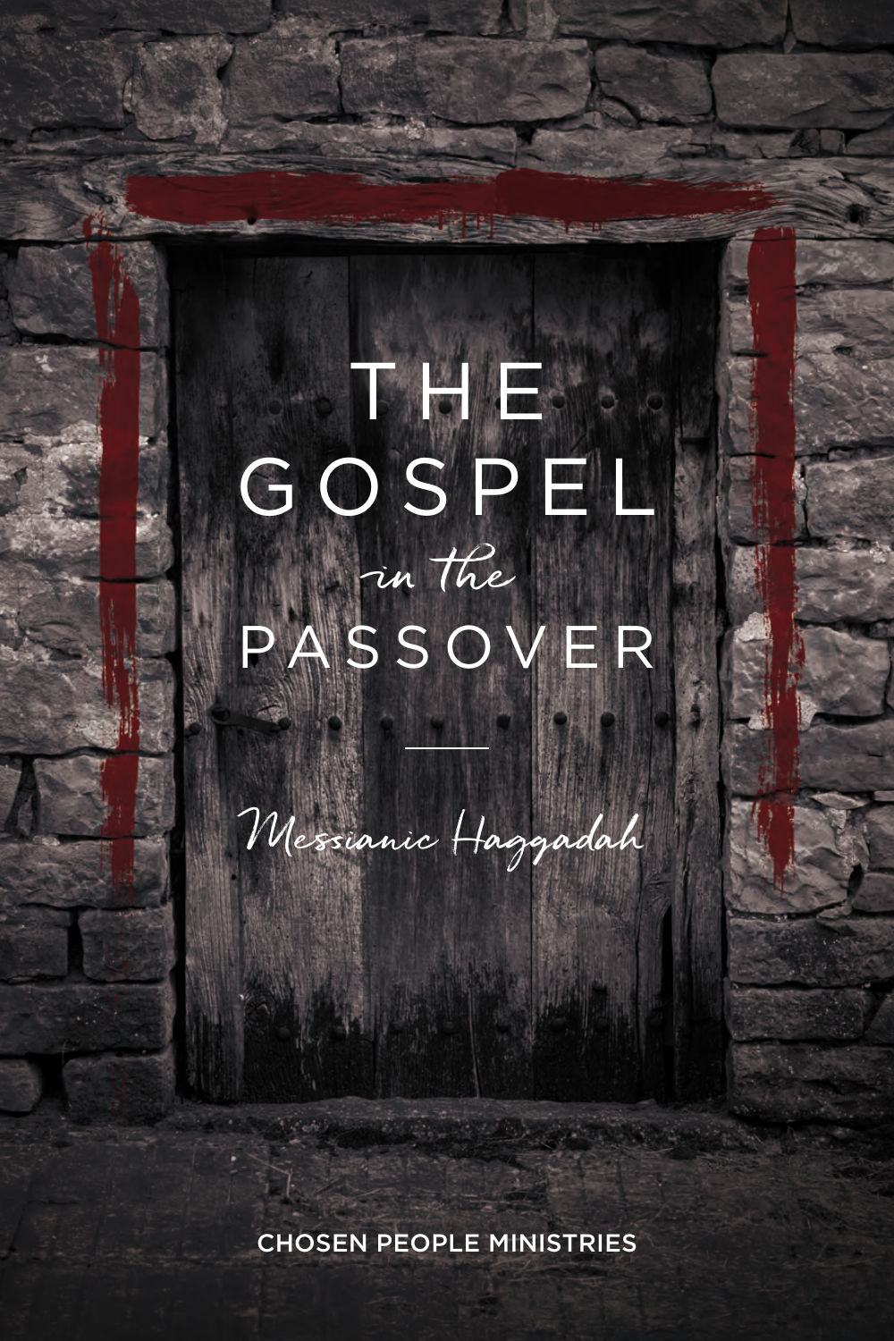# THE GOSPEL *in the* PASSOVER

*Messianic Haggadah*

CHOSEN PEOPLE MINISTRIES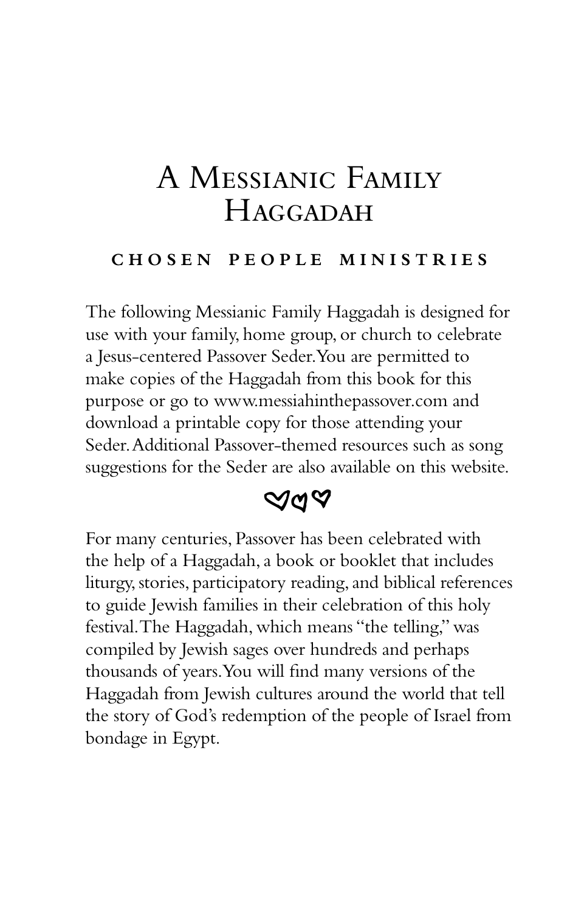# A Messianic Family Haggadah

**CHOSEN PEOPLE MINISTRIES**

The following Messianic Family Haggadah is designed for use with your family, home group, or church to celebrate a Jesus-centered Passover Seder. You are permitted to make copies of the Haggadah from this book for this purpose or go to www.messiahinthepassover.com and download a printable copy for those attending your Seder. Additional Passover-themed resources such as song suggestions for the Seder are also available on this website.

For many centuries, Passover has been celebrated with the help of a Haggadah, a book or booklet that includes liturgy, stories, participatory reading, and biblical references to guide Jewish families in their celebration of this holy festival. The Haggadah, which means "the telling," was compiled by Jewish sages over hundreds and perhaps thousands of years. You will find many versions of the Haggadah from Jewish cultures around the world that tell the story of God's redemption of the people of Israel from bondage in Egypt.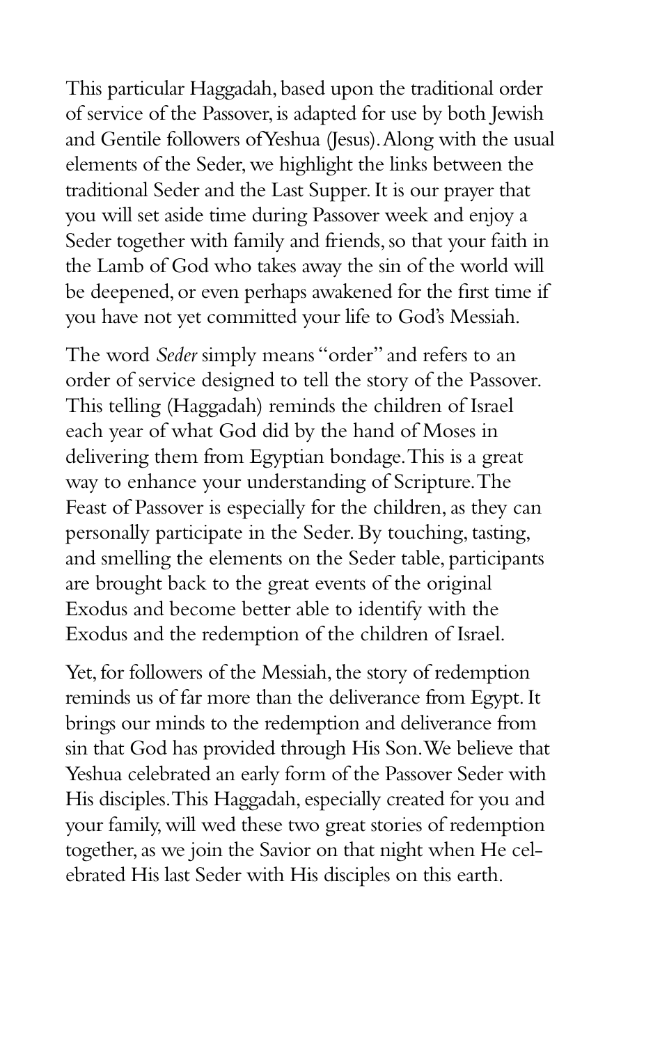This particular Haggadah, based upon the traditional order of service of the Passover, is adapted for use by both Jewish and Gentile followers of Yeshua (Jesus). Along with the usual elements of the Seder, we highlight the links between the traditional Seder and the Last Supper. It is our prayer that you will set aside time during Passover week and enjoy a Seder together with family and friends, so that your faith in the Lamb of God who takes away the sin of the world will be deepened, or even perhaps awakened for the first time if you have not yet committed your life to God's Messiah.

The word *Seder* simply means "order" and refers to an order of service designed to tell the story of the Passover. This telling (Haggadah) reminds the children of Israel each year of what God did by the hand of Moses in delivering them from Egyptian bondage. This is a great way to enhance your understanding of Scripture. The Feast of Passover is especially for the children, as they can personally participate in the Seder. By touching, tasting, and smelling the elements on the Seder table, participants are brought back to the great events of the original Exodus and become better able to identify with the Exodus and the redemption of the children of Israel.

Yet, for followers of the Messiah, the story of redemption reminds us of far more than the deliverance from Egypt. It brings our minds to the redemption and deliverance from sin that God has provided through His Son. We believe that Yeshua celebrated an early form of the Passover Seder with His disciples. This Haggadah, especially created for you and your family, will wed these two great stories of redemption together, as we join the Savior on that night when He celebrated His last Seder with His disciples on this earth.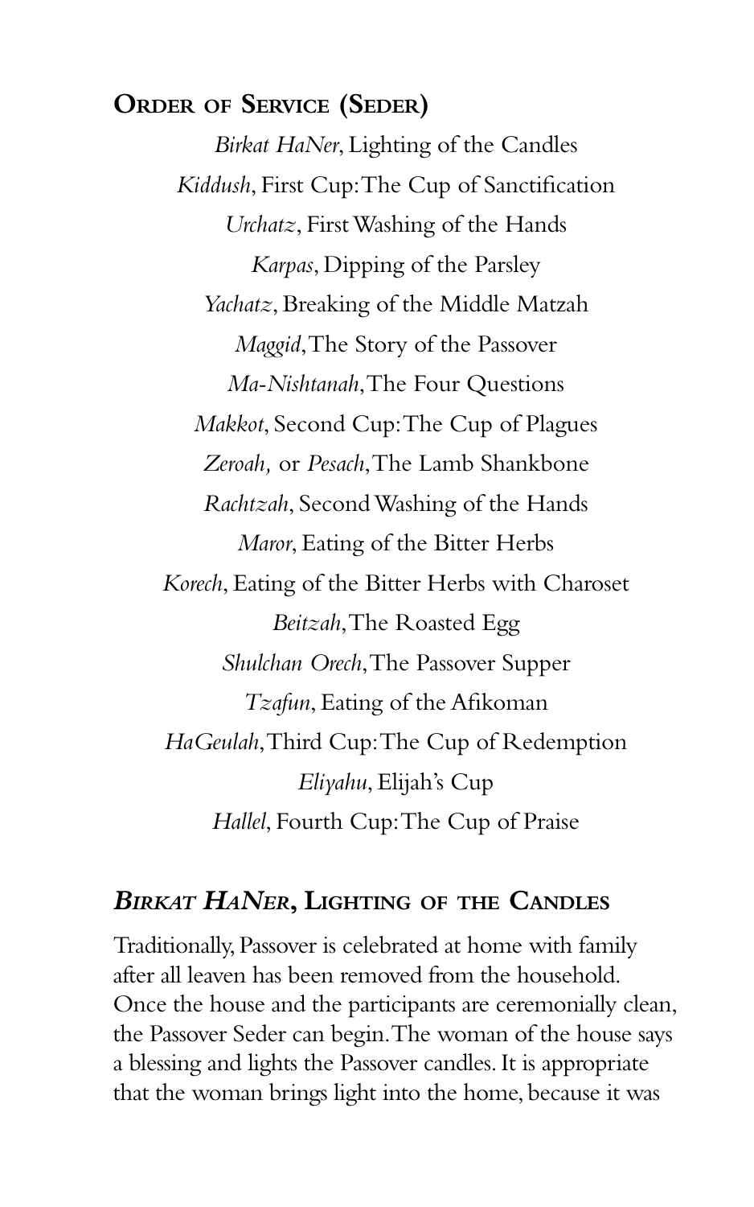## Order of Service (Seder)

*Birkat HaNer*, Lighting of the Candles

*Kiddush*, First Cup: The Cup of Sanctification

*Urchatz*, First Washing of the Hands

*Karpas*, Dipping of the Parsley

*Yachatz*, Breaking of the Middle Matzah

*Maggid*, The Story of the Passover

*Ma-Nishtanah*, The Four Questions

*Makkot*, Second Cup: The Cup of Plagues

*Zeroah,* or *Pesach*, The Lamb Shankbone

*Rachtzah*, Second Washing of the Hands

*Maror*, Eating of the Bitter Herbs

*Korech*, Eating of the Bitter Herbs with Charoset

*Beitzah*, The Roasted Egg

*Shulchan Orech*, The Passover Supper

*Tzafun*, Eating of the Afikoman

*HaGeulah*, Third Cup: The Cup of Redemption

*Eliyahu*, Elijah's Cup

*Hallel*, Fourth Cup: The Cup of Praise

## *Birkat HaNer*, Lighting of the Candles

Traditionally, Passover is celebrated at home with family after all leaven has been removed from the household. Once the house and the participants are ceremonially clean, the Passover Seder can begin. The woman of the house says a blessing and lights the Passover candles. It is appropriate that the woman brings light into the home, because it was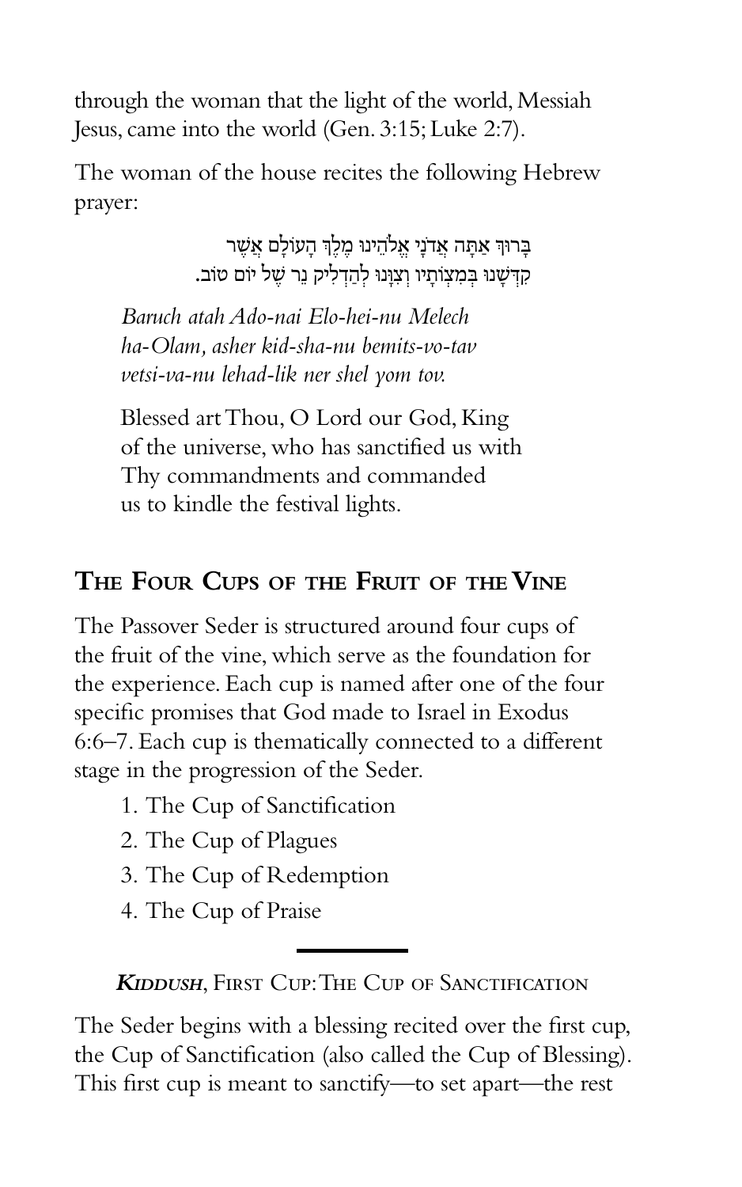through the woman that the light of the world, Messiah Jesus, came into the world (Gen. 3:15; Luke 2:7).

The woman of the house recites the following Hebrew prayer:

בָּרוּךְ אַתָּה אֲדֹנָי אֱלֹהֵינוּ מֶלֶךְ הָעוֹלָם אֲשֶׁר
קִדְּשָׁנוּ בְּמִצְוֹתָיו וְצִוָּנוּ לְהַדְלִיק נֵר שֶׁל יוֹם טוֹב.

> *Baruch atah Ado-nai Elo-hei-nu Melech ha-Olam, asher kid-sha-nu bemits-vo-tav vetsi-va-nu lehad-lik ner shel yom tov.*
>
> Blessed art Thou, O Lord our God, King of the universe, who has sanctified us with Thy commandments and commanded us to kindle the festival lights.

## The Four Cups of the Fruit of the Vine

The Passover Seder is structured around four cups of the fruit of the vine, which serve as the foundation for the experience. Each cup is named after one of the four specific promises that God made to Israel in Exodus 6:6–7. Each cup is thematically connected to a different stage in the progression of the Seder.

1. The Cup of Sanctification
2. The Cup of Plagues
3. The Cup of Redemption
4. The Cup of Praise

---

### *Kiddush*, First Cup: The Cup of Sanctification

The Seder begins with a blessing recited over the first cup, the Cup of Sanctification (also called the Cup of Blessing). This first cup is meant to sanctify—to set apart—the rest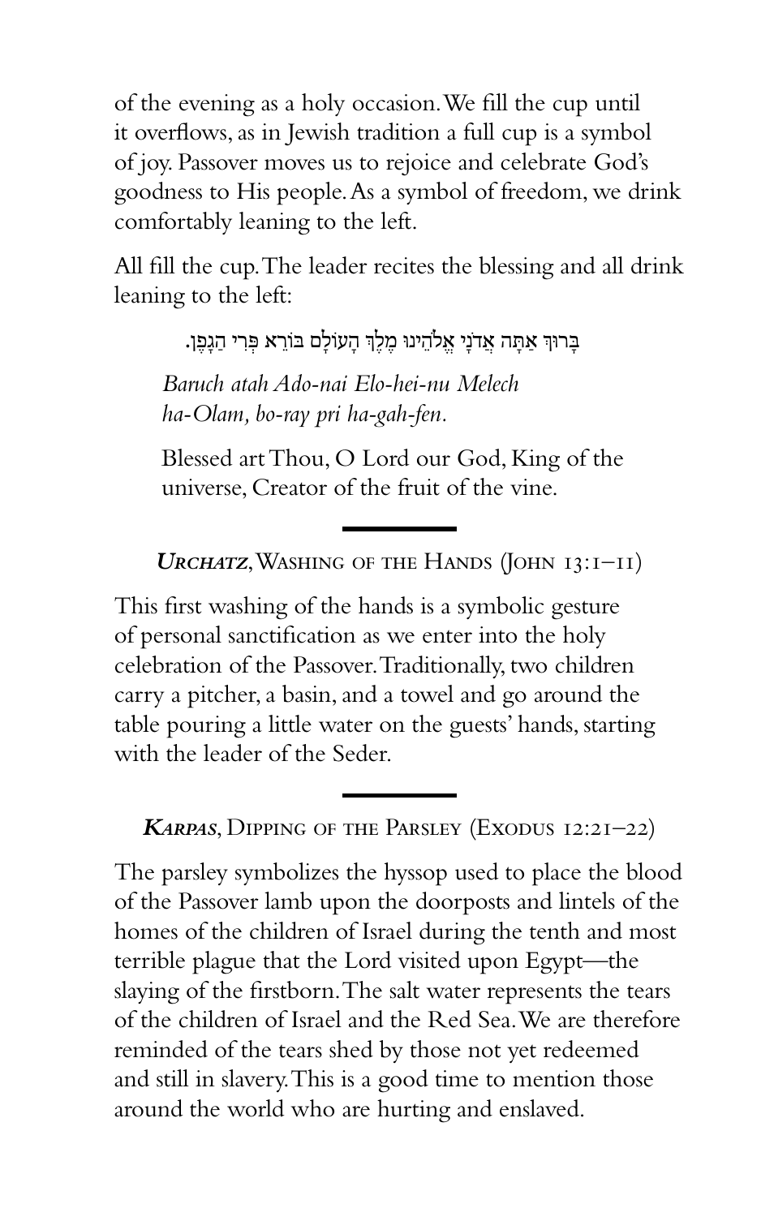of the evening as a holy occasion. We fill the cup until it overflows, as in Jewish tradition a full cup is a symbol of joy. Passover moves us to rejoice and celebrate God's goodness to His people. As a symbol of freedom, we drink comfortably leaning to the left.

All fill the cup. The leader recites the blessing and all drink leaning to the left:

בָּרוּךְ אַתָּה אֲדֹנָי אֱלֹהֵינוּ מֶלֶךְ הָעוֹלָם בּוֹרֵא פְּרִי הַגָּפֶן.

> *Baruch atah Ado-nai Elo-hei-nu Melech ha-Olam, bo-ray pri ha-gah-fen.*
>
> Blessed art Thou, O Lord our God, King of the universe, Creator of the fruit of the vine.

---

### *Urchatz*, Washing of the Hands (John 13:1–11)

This first washing of the hands is a symbolic gesture of personal sanctification as we enter into the holy celebration of the Passover. Traditionally, two children carry a pitcher, a basin, and a towel and go around the table pouring a little water on the guests' hands, starting with the leader of the Seder.

---

### *Karpas*, Dipping of the Parsley (Exodus 12:21–22)

The parsley symbolizes the hyssop used to place the blood of the Passover lamb upon the doorposts and lintels of the homes of the children of Israel during the tenth and most terrible plague that the Lord visited upon Egypt—the slaying of the firstborn. The salt water represents the tears of the children of Israel and the Red Sea. We are therefore reminded of the tears shed by those not yet redeemed and still in slavery. This is a good time to mention those around the world who are hurting and enslaved.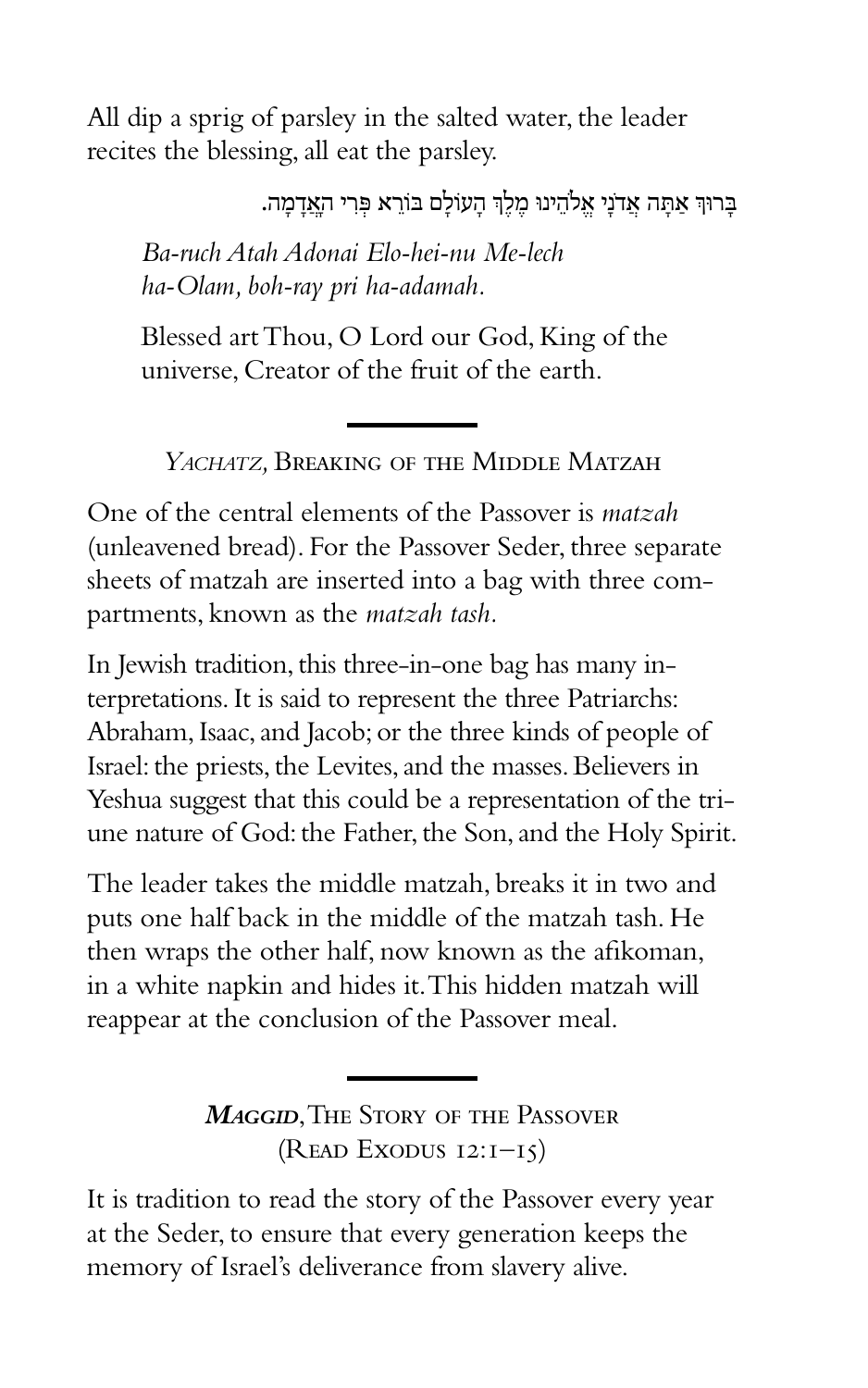All dip a sprig of parsley in the salted water, the leader recites the blessing, all eat the parsley.

בָּרוּךְ אַתָּה אֲדֹנָי אֱלֹהֵינוּ מֶלֶךְ הָעוֹלָם בּוֹרֵא פְּרִי הָאֲדָמָה.

*Ba-ruch Atah Adonai Elo-hei-nu Me-lech ha-Olam, boh-ray pri ha-adamah.*

Blessed art Thou, O Lord our God, King of the universe, Creator of the fruit of the earth.

---

## *Yachatz,* Breaking of the Middle Matzah

One of the central elements of the Passover is *matzah* (unleavened bread). For the Passover Seder, three separate sheets of matzah are inserted into a bag with three compartments, known as the *matzah tash.*

In Jewish tradition, this three-in-one bag has many interpretations. It is said to represent the three Patriarchs: Abraham, Isaac, and Jacob; or the three kinds of people of Israel: the priests, the Levites, and the masses. Believers in Yeshua suggest that this could be a representation of the triune nature of God: the Father, the Son, and the Holy Spirit.

The leader takes the middle matzah, breaks it in two and puts one half back in the middle of the matzah tash. He then wraps the other half, now known as the afikoman, in a white napkin and hides it. This hidden matzah will reappear at the conclusion of the Passover meal.

---

## ***Maggid***, The Story of the Passover (Read Exodus 12:1–15)

It is tradition to read the story of the Passover every year at the Seder, to ensure that every generation keeps the memory of Israel's deliverance from slavery alive.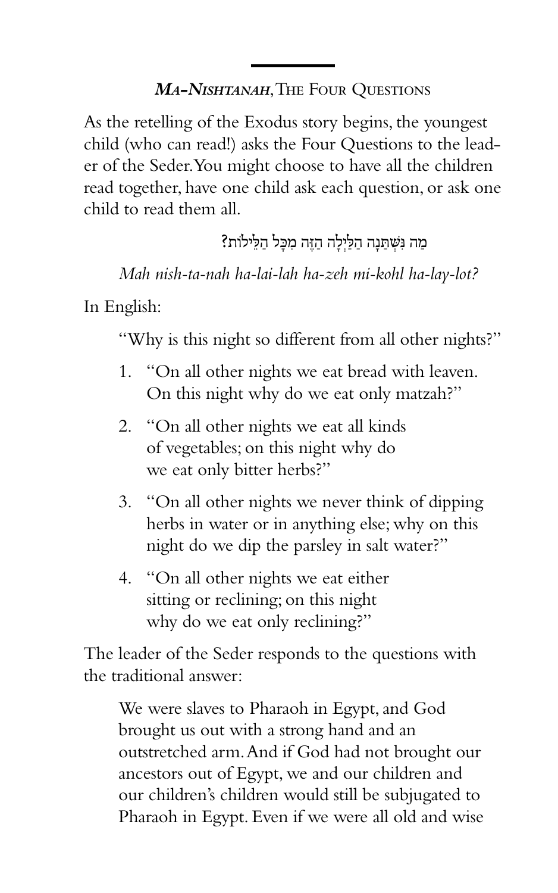## *Ma-Nishtanah*, The Four Questions

As the retelling of the Exodus story begins, the youngest child (who can read!) asks the Four Questions to the leader of the Seder. You might choose to have all the children read together, have one child ask each question, or ask one child to read them all.

מַה נִּשְׁתַּנָּה הַלַּיְלָה הַזֶּה מִכָּל הַלֵּילוֹת?

*Mah nish-ta-nah ha-lai-lah ha-zeh mi-kohl ha-lay-lot?*

In English:

"Why is this night so different from all other nights?"

1. "On all other nights we eat bread with leaven. On this night why do we eat only matzah?"
2. "On all other nights we eat all kinds of vegetables; on this night why do we eat only bitter herbs?"
3. "On all other nights we never think of dipping herbs in water or in anything else; why on this night do we dip the parsley in salt water?"
4. "On all other nights we eat either sitting or reclining; on this night why do we eat only reclining?"

The leader of the Seder responds to the questions with the traditional answer:

We were slaves to Pharaoh in Egypt, and God brought us out with a strong hand and an outstretched arm. And if God had not brought our ancestors out of Egypt, we and our children and our children's children would still be subjugated to Pharaoh in Egypt. Even if we were all old and wise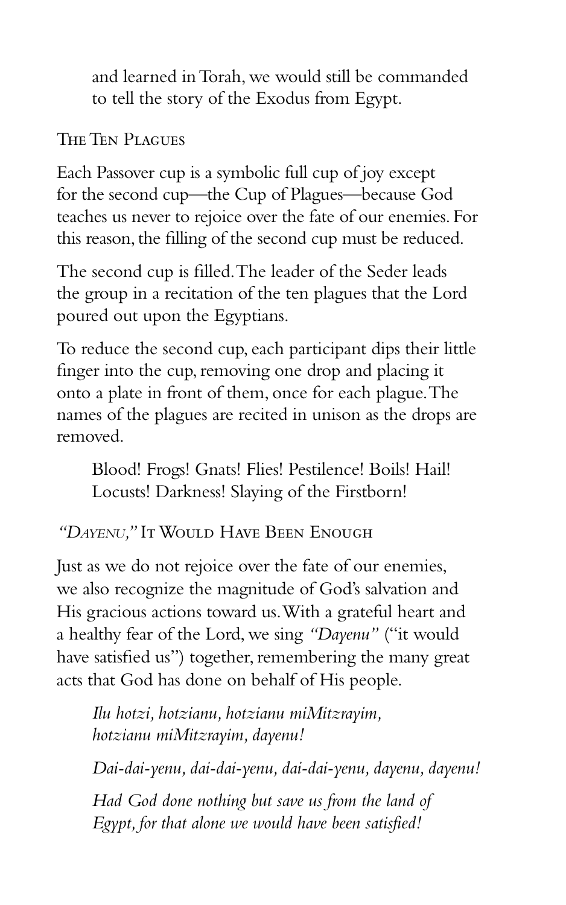and learned in Torah, we would still be commanded to tell the story of the Exodus from Egypt.

## The Ten Plagues

Each Passover cup is a symbolic full cup of joy except for the second cup—the Cup of Plagues—because God teaches us never to rejoice over the fate of our enemies. For this reason, the filling of the second cup must be reduced.

The second cup is filled. The leader of the Seder leads the group in a recitation of the ten plagues that the Lord poured out upon the Egyptians.

To reduce the second cup, each participant dips their little finger into the cup, removing one drop and placing it onto a plate in front of them, once for each plague. The names of the plagues are recited in unison as the drops are removed.

> Blood! Frogs! Gnats! Flies! Pestilence! Boils! Hail! Locusts! Darkness! Slaying of the Firstborn!

## *"Dayenu,"* It Would Have Been Enough

Just as we do not rejoice over the fate of our enemies, we also recognize the magnitude of God's salvation and His gracious actions toward us. With a grateful heart and a healthy fear of the Lord, we sing *"Dayenu"* ("it would have satisfied us") together, remembering the many great acts that God has done on behalf of His people.

> *Ilu hotzi, hotzianu, hotzianu miMitzrayim, hotzianu miMitzrayim, dayenu!*
>
> *Dai-dai-yenu, dai-dai-yenu, dai-dai-yenu, dayenu, dayenu!*
>
> *Had God done nothing but save us from the land of Egypt, for that alone we would have been satisfied!*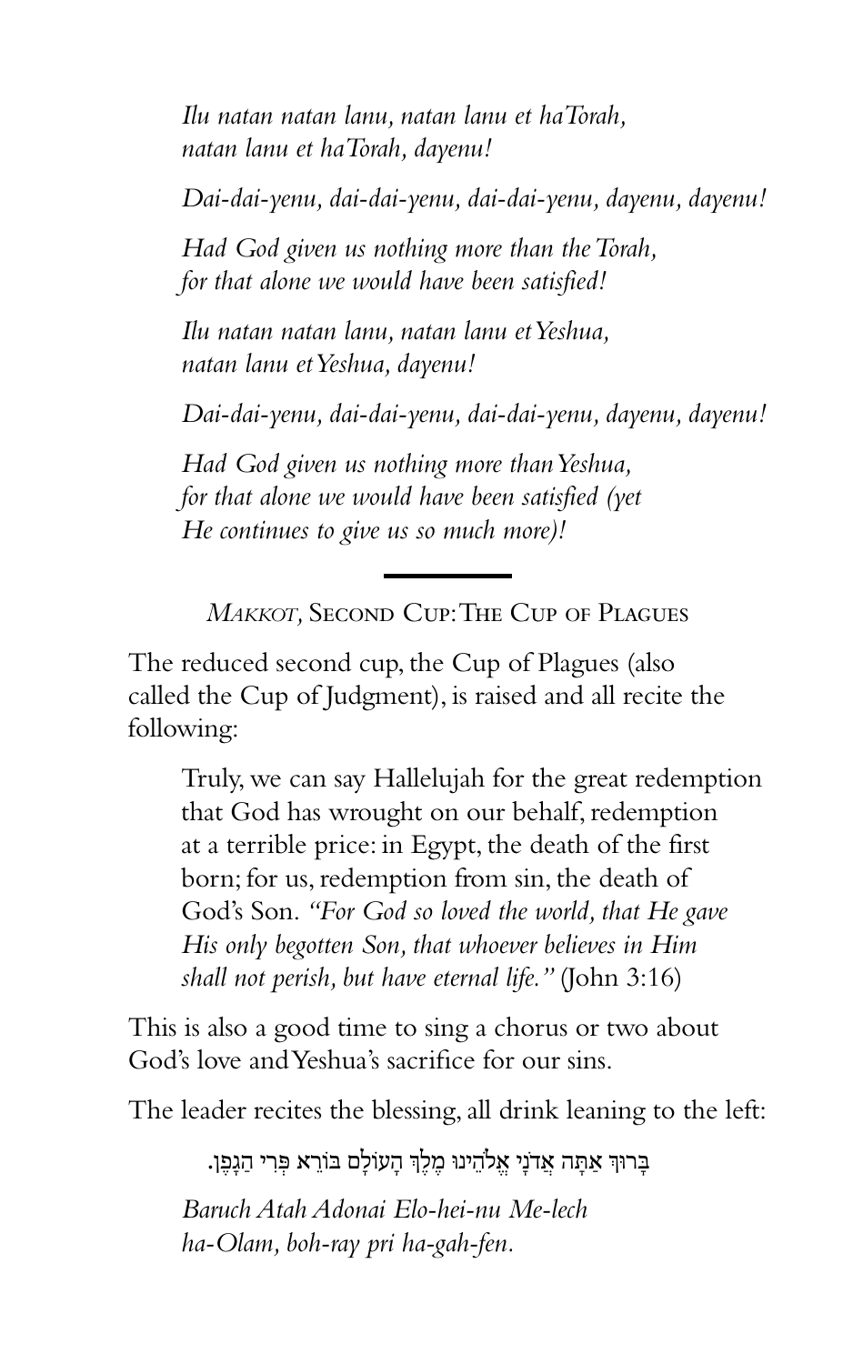*Ilu natan natan lanu, natan lanu et haTorah,*
*natan lanu et haTorah, dayenu!*

*Dai-dai-yenu, dai-dai-yenu, dai-dai-yenu, dayenu, dayenu!*

*Had God given us nothing more than the Torah,*
*for that alone we would have been satisfied!*

*Ilu natan natan lanu, natan lanu et Yeshua,*
*natan lanu et Yeshua, dayenu!*

*Dai-dai-yenu, dai-dai-yenu, dai-dai-yenu, dayenu, dayenu!*

*Had God given us nothing more than Yeshua,*
*for that alone we would have been satisfied (yet*
*He continues to give us so much more)!*

---

## *Makkot,* Second Cup: The Cup of Plagues

The reduced second cup, the Cup of Plagues (also called the Cup of Judgment), is raised and all recite the following:

> Truly, we can say Hallelujah for the great redemption that God has wrought on our behalf, redemption at a terrible price: in Egypt, the death of the first born; for us, redemption from sin, the death of God's Son. *"For God so loved the world, that He gave His only begotten Son, that whoever believes in Him shall not perish, but have eternal life."* (John 3:16)

This is also a good time to sing a chorus or two about God's love and Yeshua's sacrifice for our sins.

The leader recites the blessing, all drink leaning to the left:

> בָּרוּךְ אַתָּה אֲדֹנָי אֱלֹהֵינוּ מֶלֶךְ הָעוֹלָם בּוֹרֵא פְּרִי הַגָּפֶן.
>
> *Baruch Atah Adonai Elo-hei-nu Me-lech*
> *ha-Olam, boh-ray pri ha-gah-fen.*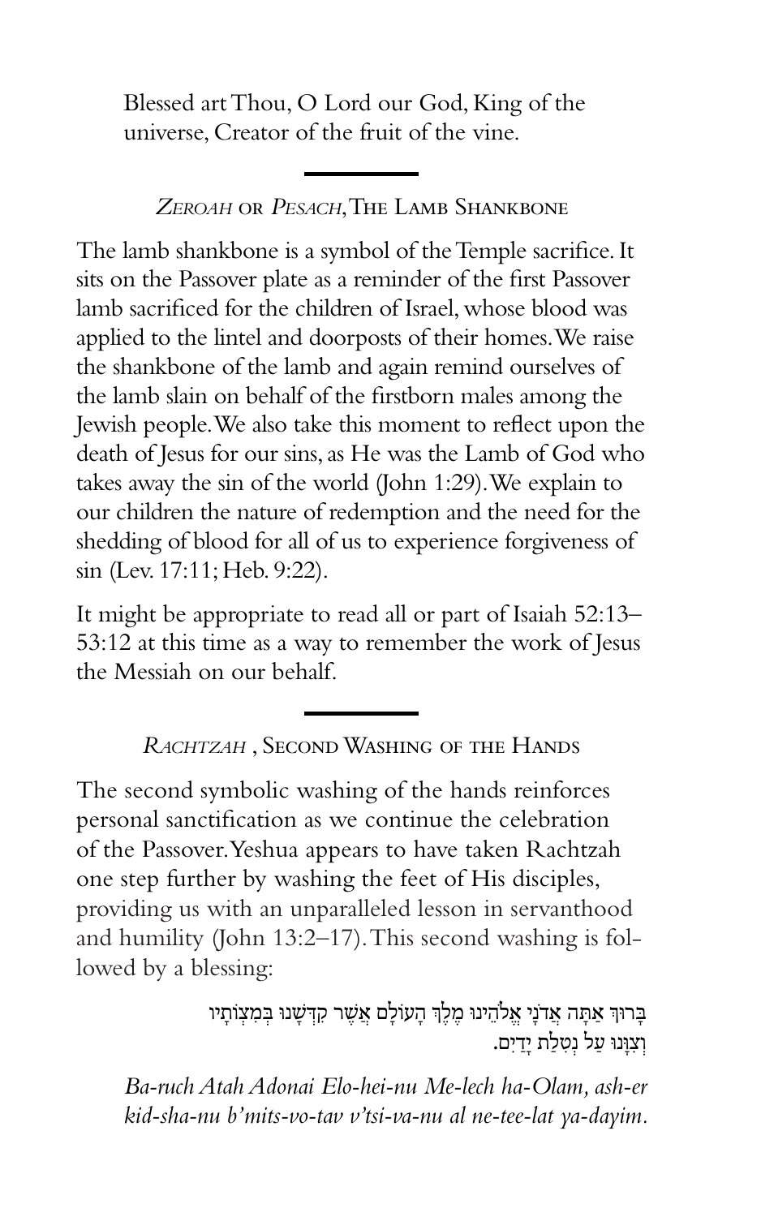Blessed art Thou, O Lord our God, King of the universe, Creator of the fruit of the vine.

---

### *Zeroah* or *Pesach*, The Lamb Shankbone

The lamb shankbone is a symbol of the Temple sacrifice. It sits on the Passover plate as a reminder of the first Passover lamb sacrificed for the children of Israel, whose blood was applied to the lintel and doorposts of their homes. We raise the shankbone of the lamb and again remind ourselves of the lamb slain on behalf of the firstborn males among the Jewish people. We also take this moment to reflect upon the death of Jesus for our sins, as He was the Lamb of God who takes away the sin of the world (John 1:29). We explain to our children the nature of redemption and the need for the shedding of blood for all of us to experience forgiveness of sin (Lev. 17:11; Heb. 9:22).

It might be appropriate to read all or part of Isaiah 52:13–53:12 at this time as a way to remember the work of Jesus the Messiah on our behalf.

---

### *Rachtzah* , Second Washing of the Hands

The second symbolic washing of the hands reinforces personal sanctification as we continue the celebration of the Passover. Yeshua appears to have taken Rachtzah one step further by washing the feet of His disciples, providing us with an unparalleled lesson in servanthood and humility (John 13:2–17). This second washing is followed by a blessing:

בָּרוּךְ אַתָּה אֲדֹנָי אֱלֹהֵינוּ מֶלֶךְ הָעוֹלָם אֲשֶׁר קִדְּשָׁנוּ בְּמִצְוֹתָיו וְצִוָּנוּ עַל נְטִלַת יָדַיִם.

*Ba-ruch Atah Adonai Elo-hei-nu Me-lech ha-Olam, ash-er kid-sha-nu b'mits-vo-tav v'tsi-va-nu al ne-tee-lat ya-dayim.*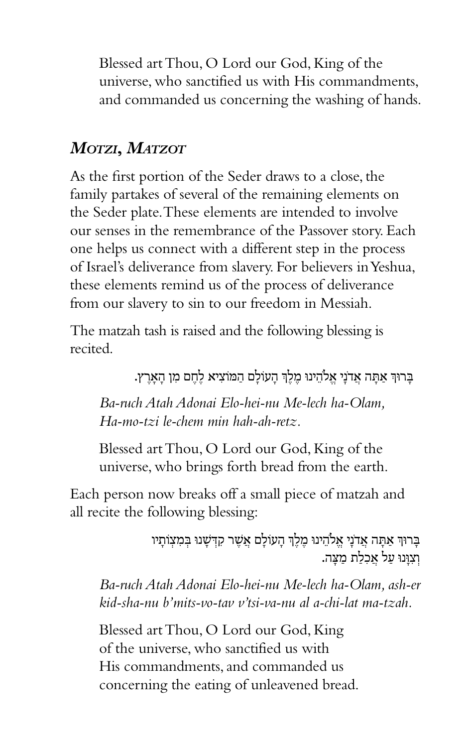Blessed art Thou, O Lord our God, King of the universe, who sanctified us with His commandments, and commanded us concerning the washing of hands.

## *Motzi, Matzot*

As the first portion of the Seder draws to a close, the family partakes of several of the remaining elements on the Seder plate. These elements are intended to involve our senses in the remembrance of the Passover story. Each one helps us connect with a different step in the process of Israel's deliverance from slavery. For believers in Yeshua, these elements remind us of the process of deliverance from our slavery to sin to our freedom in Messiah.

The matzah tash is raised and the following blessing is recited.

בָּרוּךְ אַתָּה אֲדֹנָי אֱלֹהֵינוּ מֶלֶךְ הָעוֹלָם הַמּוֹצִיא לֶחֶם מִן הָאָרֶץ.

*Ba-ruch Atah Adonai Elo-hei-nu Me-lech ha-Olam, Ha-mo-tzi le-chem min hah-ah-retz.*

Blessed art Thou, O Lord our God, King of the universe, who brings forth bread from the earth.

Each person now breaks off a small piece of matzah and all recite the following blessing:

בָּרוּךְ אַתָּה אֲדֹנָי אֱלֹהֵינוּ מֶלֶךְ הָעוֹלָם אֲשֶׁר קִדְּשָׁנוּ בְּמִצְוֹתָיו וְצִוָּנוּ עַל אֲכִלַת מַצָּה.

*Ba-ruch Atah Adonai Elo-hei-nu Me-lech ha-Olam, ash-er kid-sha-nu b'mits-vo-tav v'tsi-va-nu al a-chi-lat ma-tzah.*

Blessed art Thou, O Lord our God, King of the universe, who sanctified us with His commandments, and commanded us concerning the eating of unleavened bread.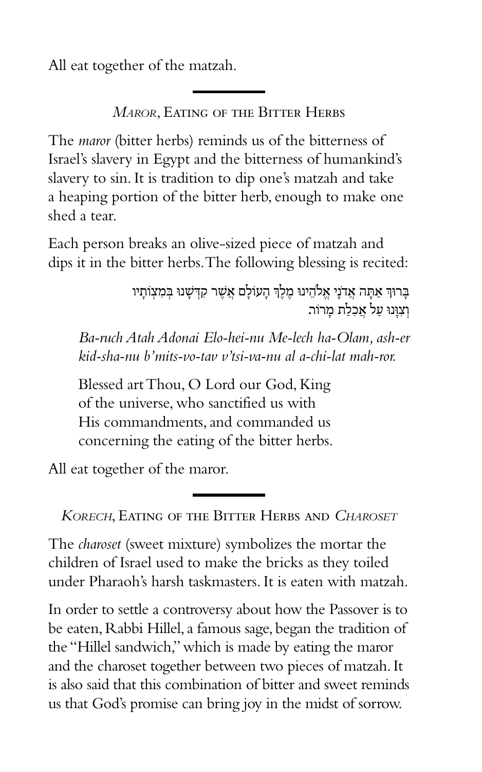All eat together of the matzah.

---

## *Maror*, Eating of the Bitter Herbs

The *maror* (bitter herbs) reminds us of the bitterness of Israel's slavery in Egypt and the bitterness of humankind's slavery to sin. It is tradition to dip one's matzah and take a heaping portion of the bitter herb, enough to make one shed a tear.

Each person breaks an olive-sized piece of matzah and dips it in the bitter herbs. The following blessing is recited:

בָּרוּךְ אַתָּה אֲדֹנָי אֱלֹהֵינוּ מֶלֶךְ הָעוֹלָם אֲשֶׁר קִדְּשָׁנוּ בְּמִצְוֹתָיו וְצִוָּנוּ עַל אֲכִלַת מָרוֹר.

> *Ba-ruch Atah Adonai Elo-hei-nu Me-lech ha-Olam, ash-er kid-sha-nu b'mits-vo-tav v'tsi-va-nu al a-chi-lat mah-ror.*
>
> Blessed art Thou, O Lord our God, King of the universe, who sanctified us with His commandments, and commanded us concerning the eating of the bitter herbs.

All eat together of the maror.

---

## *Korech*, Eating of the Bitter Herbs and *Charoset*

The *charoset* (sweet mixture) symbolizes the mortar the children of Israel used to make the bricks as they toiled under Pharaoh's harsh taskmasters. It is eaten with matzah.

In order to settle a controversy about how the Passover is to be eaten, Rabbi Hillel, a famous sage, began the tradition of the "Hillel sandwich," which is made by eating the maror and the charoset together between two pieces of matzah. It is also said that this combination of bitter and sweet reminds us that God's promise can bring joy in the midst of sorrow.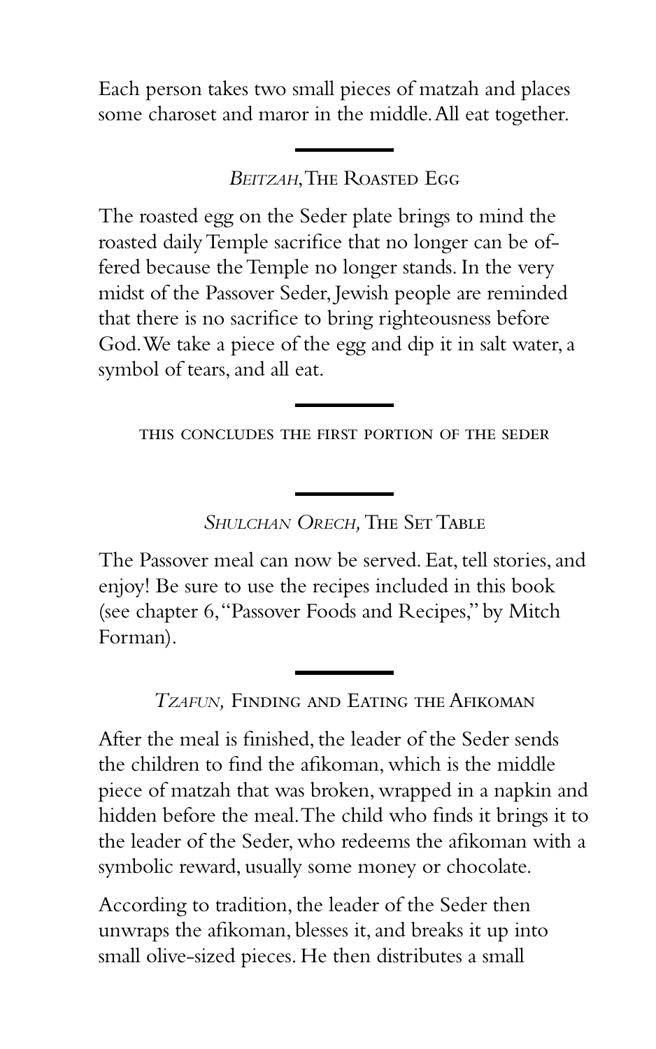Each person takes two small pieces of matzah and places some charoset and maror in the middle. All eat together.

---

### *Beitzah*, The Roasted Egg

The roasted egg on the Seder plate brings to mind the roasted daily Temple sacrifice that no longer can be offered because the Temple no longer stands. In the very midst of the Passover Seder, Jewish people are reminded that there is no sacrifice to bring righteousness before God. We take a piece of the egg and dip it in salt water, a symbol of tears, and all eat.

---

THIS CONCLUDES THE FIRST PORTION OF THE SEDER

---

### *Shulchan Orech,* The Set Table

The Passover meal can now be served. Eat, tell stories, and enjoy! Be sure to use the recipes included in this book (see chapter 6, "Passover Foods and Recipes," by Mitch Forman).

---

### *Tzafun,* Finding and Eating the Afikoman

After the meal is finished, the leader of the Seder sends the children to find the afikoman, which is the middle piece of matzah that was broken, wrapped in a napkin and hidden before the meal. The child who finds it brings it to the leader of the Seder, who redeems the afikoman with a symbolic reward, usually some money or chocolate.

According to tradition, the leader of the Seder then unwraps the afikoman, blesses it, and breaks it up into small olive-sized pieces. He then distributes a small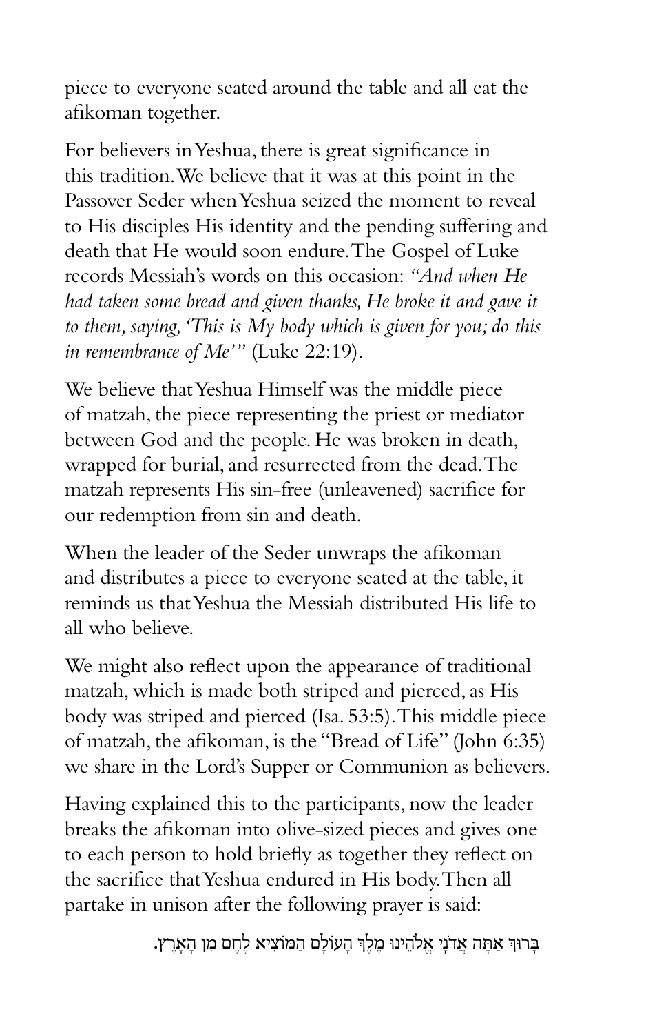piece to everyone seated around the table and all eat the afikoman together.

For believers in Yeshua, there is great significance in this tradition. We believe that it was at this point in the Passover Seder when Yeshua seized the moment to reveal to His disciples His identity and the pending suffering and death that He would soon endure. The Gospel of Luke records Messiah's words on this occasion: *"And when He had taken some bread and given thanks, He broke it and gave it to them, saying, 'This is My body which is given for you; do this in remembrance of Me'"* (Luke 22:19).

We believe that Yeshua Himself was the middle piece of matzah, the piece representing the priest or mediator between God and the people. He was broken in death, wrapped for burial, and resurrected from the dead. The matzah represents His sin-free (unleavened) sacrifice for our redemption from sin and death.

When the leader of the Seder unwraps the afikoman and distributes a piece to everyone seated at the table, it reminds us that Yeshua the Messiah distributed His life to all who believe.

We might also reflect upon the appearance of traditional matzah, which is made both striped and pierced, as His body was striped and pierced (Isa. 53:5). This middle piece of matzah, the afikoman, is the "Bread of Life" (John 6:35) we share in the Lord's Supper or Communion as believers.

Having explained this to the participants, now the leader breaks the afikoman into olive-sized pieces and gives one to each person to hold briefly as together they reflect on the sacrifice that Yeshua endured in His body. Then all partake in unison after the following prayer is said:

בָּרוּךְ אַתָּה אֲדֹנָי אֱלֹהֵינוּ מֶלֶךְ הָעוֹלָם הַמּוֹצִיא לֶחֶם מִן הָאָרֶץ.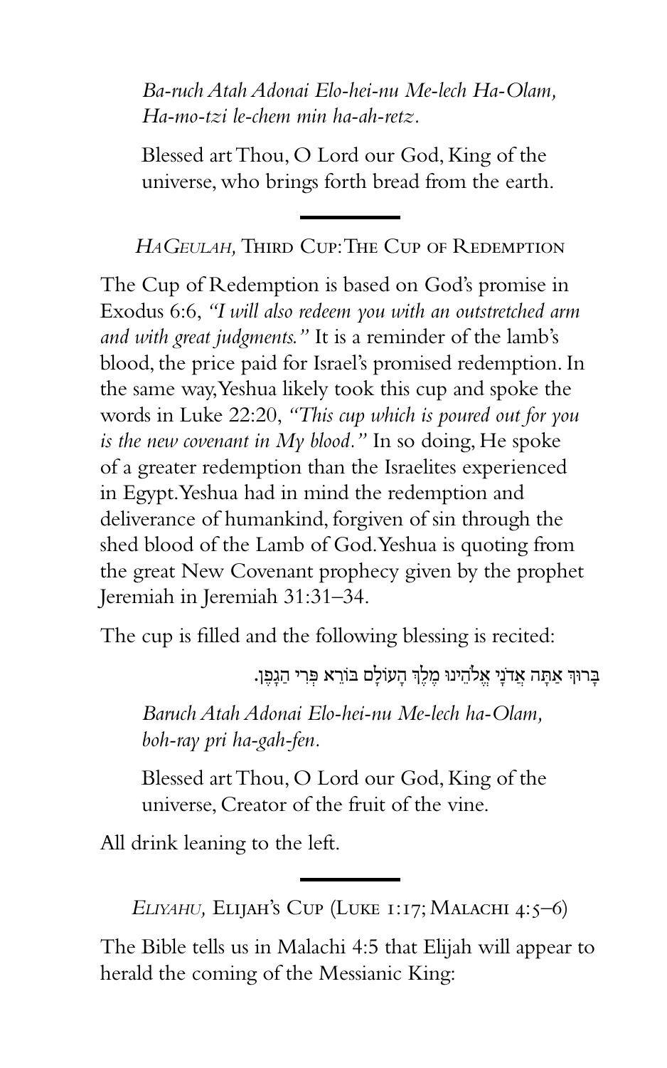*Ba-ruch Atah Adonai Elo-hei-nu Me-lech Ha-Olam, Ha-mo-tzi le-chem min ha-ah-retz.*

Blessed art Thou, O Lord our God, King of the universe, who brings forth bread from the earth.

---

### *HAGEULAH,* THIRD CUP: THE CUP OF REDEMPTION

The Cup of Redemption is based on God's promise in Exodus 6:6, *"I will also redeem you with an outstretched arm and with great judgments."* It is a reminder of the lamb's blood, the price paid for Israel's promised redemption. In the same way, Yeshua likely took this cup and spoke the words in Luke 22:20, *"This cup which is poured out for you is the new covenant in My blood."* In so doing, He spoke of a greater redemption than the Israelites experienced in Egypt. Yeshua had in mind the redemption and deliverance of humankind, forgiven of sin through the shed blood of the Lamb of God. Yeshua is quoting from the great New Covenant prophecy given by the prophet Jeremiah in Jeremiah 31:31–34.

The cup is filled and the following blessing is recited:

בָּרוּךְ אַתָּה אֲדֹנָי אֱלֹהֵינוּ מֶלֶךְ הָעוֹלָם בּוֹרֵא פְּרִי הַגָּפֶן.

*Baruch Atah Adonai Elo-hei-nu Me-lech ha-Olam, boh-ray pri ha-gah-fen.*

Blessed art Thou, O Lord our God, King of the universe, Creator of the fruit of the vine.

All drink leaning to the left.

---

### *ELIYAHU,* ELIJAH'S CUP (LUKE 1:17; MALACHI 4:5–6)

The Bible tells us in Malachi 4:5 that Elijah will appear to herald the coming of the Messianic King: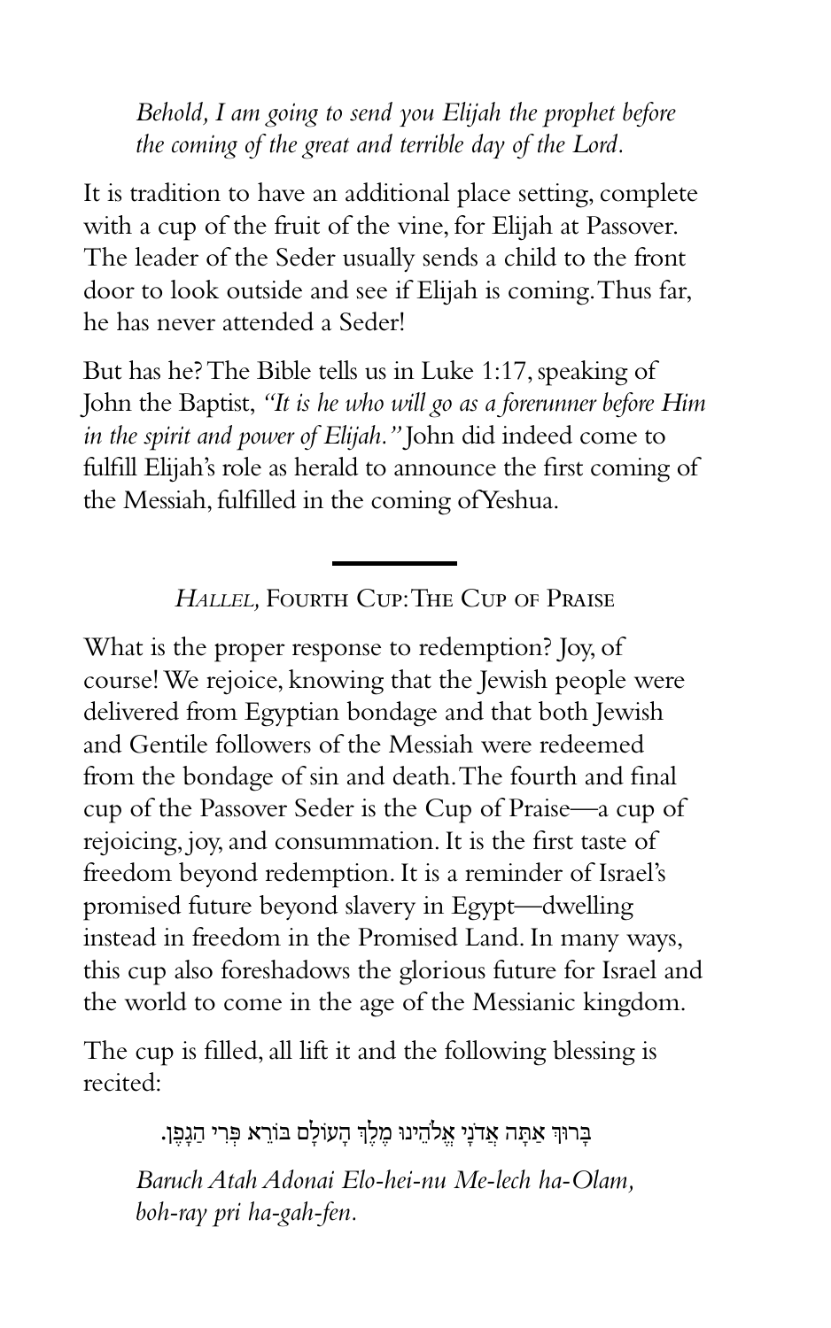*Behold, I am going to send you Elijah the prophet before the coming of the great and terrible day of the Lord.*

It is tradition to have an additional place setting, complete with a cup of the fruit of the vine, for Elijah at Passover. The leader of the Seder usually sends a child to the front door to look outside and see if Elijah is coming. Thus far, he has never attended a Seder!

But has he? The Bible tells us in Luke 1:17, speaking of John the Baptist, *"It is he who will go as a forerunner before Him in the spirit and power of Elijah."* John did indeed come to fulfill Elijah's role as herald to announce the first coming of the Messiah, fulfilled in the coming of Yeshua.

---

## *Hallel,* Fourth Cup: The Cup of Praise

What is the proper response to redemption? Joy, of course! We rejoice, knowing that the Jewish people were delivered from Egyptian bondage and that both Jewish and Gentile followers of the Messiah were redeemed from the bondage of sin and death. The fourth and final cup of the Passover Seder is the Cup of Praise—a cup of rejoicing, joy, and consummation. It is the first taste of freedom beyond redemption. It is a reminder of Israel's promised future beyond slavery in Egypt—dwelling instead in freedom in the Promised Land. In many ways, this cup also foreshadows the glorious future for Israel and the world to come in the age of the Messianic kingdom.

The cup is filled, all lift it and the following blessing is recited:

בָּרוּךְ אַתָּה אֲדֹנָי אֱלֹהֵינוּ מֶלֶךְ הָעוֹלָם בּוֹרֵא פְּרִי הַגָּפֶן.

*Baruch Atah Adonai Elo-hei-nu Me-lech ha-Olam, boh-ray pri ha-gah-fen.*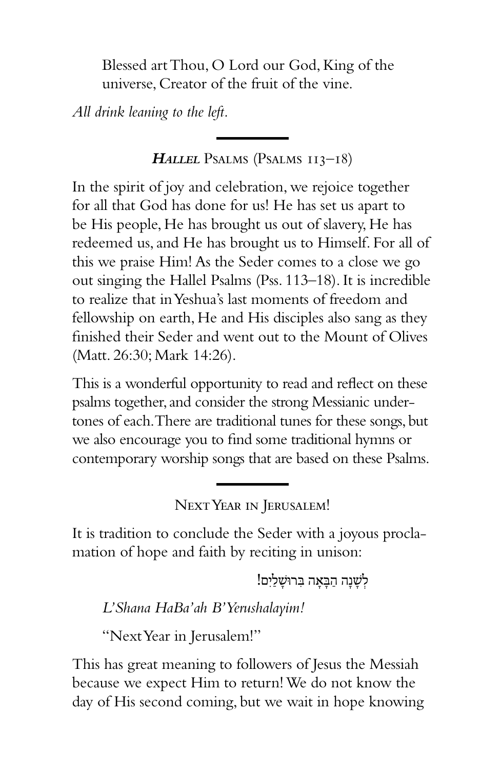Blessed art Thou, O Lord our God, King of the universe, Creator of the fruit of the vine.

*All drink leaning to the left.*

---

## *HALLEL* PSALMS (PSALMS 113–18)

In the spirit of joy and celebration, we rejoice together for all that God has done for us! He has set us apart to be His people, He has brought us out of slavery, He has redeemed us, and He has brought us to Himself. For all of this we praise Him! As the Seder comes to a close we go out singing the Hallel Psalms (Pss. 113–18). It is incredible to realize that in Yeshua's last moments of freedom and fellowship on earth, He and His disciples also sang as they finished their Seder and went out to the Mount of Olives (Matt. 26:30; Mark 14:26).

This is a wonderful opportunity to read and reflect on these psalms together, and consider the strong Messianic undertones of each. There are traditional tunes for these songs, but we also encourage you to find some traditional hymns or contemporary worship songs that are based on these Psalms.

---

## NEXT YEAR IN JERUSALEM!

It is tradition to conclude the Seder with a joyous proclamation of hope and faith by reciting in unison:

לְשָׁנָה הַבָּאָה בִּרוּשָׁלַיִם!

*L'Shana HaBa'ah B'Yerushalayim!*

"Next Year in Jerusalem!"

This has great meaning to followers of Jesus the Messiah because we expect Him to return! We do not know the day of His second coming, but we wait in hope knowing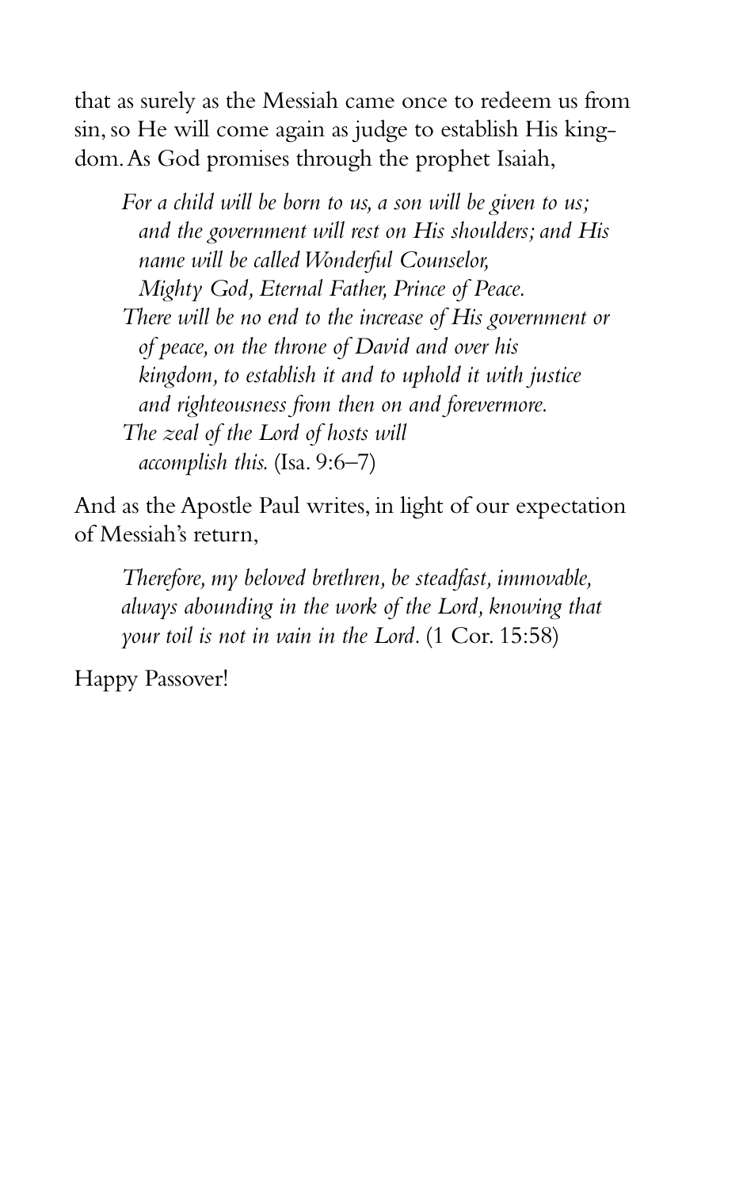that as surely as the Messiah came once to redeem us from sin, so He will come again as judge to establish His kingdom. As God promises through the prophet Isaiah,

> *For a child will be born to us, a son will be given to us;*
> *and the government will rest on His shoulders; and His*
> *name will be called Wonderful Counselor,*
> *Mighty God, Eternal Father, Prince of Peace.*
> *There will be no end to the increase of His government or*
> *of peace, on the throne of David and over his*
> *kingdom, to establish it and to uphold it with justice*
> *and righteousness from then on and forevermore.*
> *The zeal of the Lord of hosts will*
> *accomplish this.* (Isa. 9:6–7)

And as the Apostle Paul writes, in light of our expectation of Messiah's return,

> *Therefore, my beloved brethren, be steadfast, immovable, always abounding in the work of the Lord, knowing that your toil is not in vain in the Lord.* (1 Cor. 15:58)

Happy Passover!